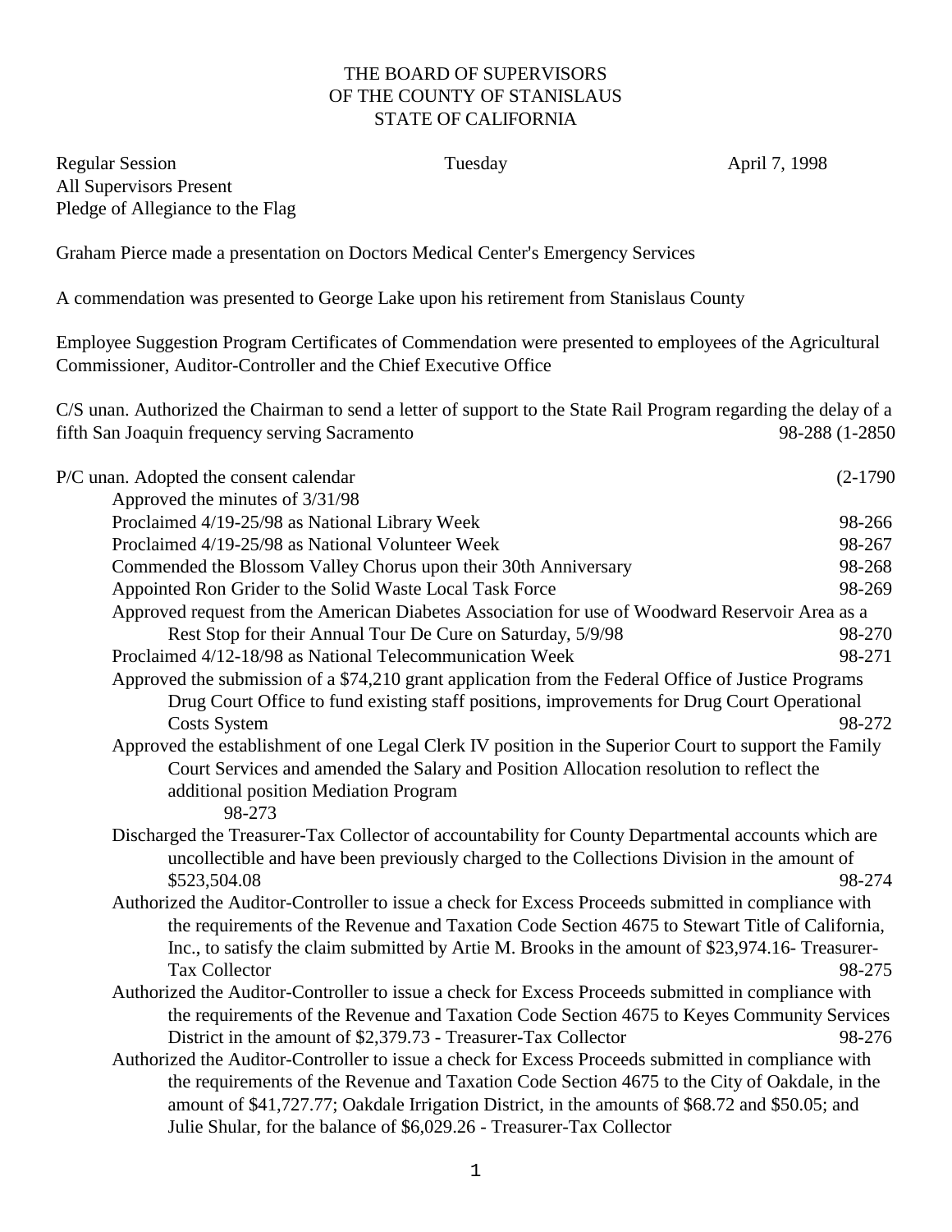THE BOARD OF SUPERVISORS
OF THE COUNTY OF STANISLAUS
STATE OF CALIFORNIA

Regular Session Tuesday April 7, 1998
All Supervisors Present
Pledge of Allegiance to the Flag

Graham Pierce made a presentation on Doctors Medical Center's Emergency Services

A commendation was presented to George Lake upon his retirement from Stanislaus County

Employee Suggestion Program Certificates of Commendation were presented to employees of the Agricultural Commissioner, Auditor-Controller and the Chief Executive Office

C/S unan. Authorized the Chairman to send a letter of support to the State Rail Program regarding the delay of a fifth San Joaquin frequency serving Sacramento 98-288 (1-2850

P/C unan. Adopted the consent calendar (2-1790

- Approved the minutes of 3/31/98
- Proclaimed 4/19-25/98 as National Library Week 98-266
- Proclaimed 4/19-25/98 as National Volunteer Week 98-267
- Commended the Blossom Valley Chorus upon their 30th Anniversary 98-268
- Appointed Ron Grider to the Solid Waste Local Task Force 98-269
- Approved request from the American Diabetes Association for use of Woodward Reservoir Area as a Rest Stop for their Annual Tour De Cure on Saturday, 5/9/98 98-270
- Proclaimed 4/12-18/98 as National Telecommunication Week 98-271
- Approved the submission of a $74,210 grant application from the Federal Office of Justice Programs Drug Court Office to fund existing staff positions, improvements for Drug Court Operational Costs System 98-272
- Approved the establishment of one Legal Clerk IV position in the Superior Court to support the Family Court Services and amended the Salary and Position Allocation resolution to reflect the additional position Mediation Program 98-273
- Discharged the Treasurer-Tax Collector of accountability for County Departmental accounts which are uncollectible and have been previously charged to the Collections Division in the amount of $523,504.08 98-274
- Authorized the Auditor-Controller to issue a check for Excess Proceeds submitted in compliance with the requirements of the Revenue and Taxation Code Section 4675 to Stewart Title of California, Inc., to satisfy the claim submitted by Artie M. Brooks in the amount of $23,974.16- Treasurer-Tax Collector 98-275
- Authorized the Auditor-Controller to issue a check for Excess Proceeds submitted in compliance with the requirements of the Revenue and Taxation Code Section 4675 to Keyes Community Services District in the amount of $2,379.73 - Treasurer-Tax Collector 98-276
- Authorized the Auditor-Controller to issue a check for Excess Proceeds submitted in compliance with the requirements of the Revenue and Taxation Code Section 4675 to the City of Oakdale, in the amount of $41,727.77; Oakdale Irrigation District, in the amounts of $68.72 and $50.05; and Julie Shular, for the balance of $6,029.26 - Treasurer-Tax Collector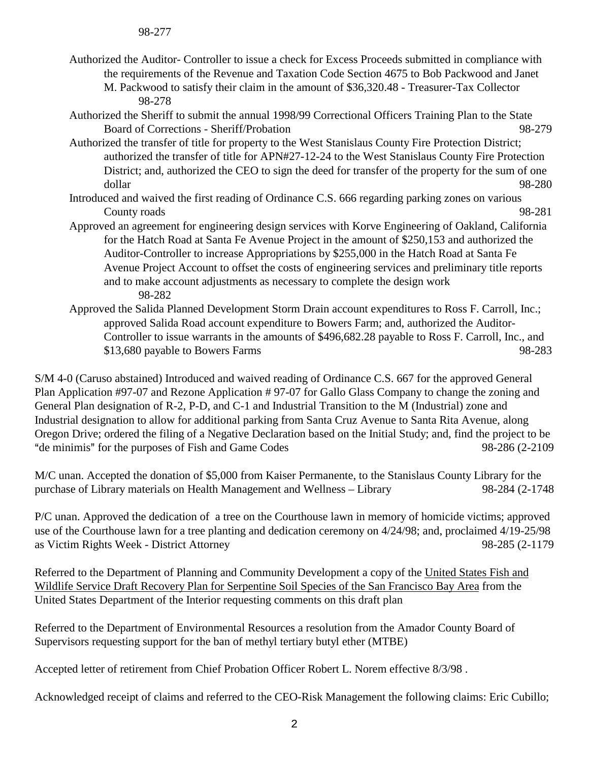98-277

Authorized the Auditor- Controller to issue a check for Excess Proceeds submitted in compliance with the requirements of the Revenue and Taxation Code Section 4675 to Bob Packwood and Janet M. Packwood to satisfy their claim in the amount of $36,320.48 - Treasurer-Tax Collector 98-278

Authorized the Sheriff to submit the annual 1998/99 Correctional Officers Training Plan to the State Board of Corrections - Sheriff/Probation 98-279

Authorized the transfer of title for property to the West Stanislaus County Fire Protection District; authorized the transfer of title for APN#27-12-24 to the West Stanislaus County Fire Protection District; and, authorized the CEO to sign the deed for transfer of the property for the sum of one dollar 98-280

Introduced and waived the first reading of Ordinance C.S. 666 regarding parking zones on various County roads 98-281

Approved an agreement for engineering design services with Korve Engineering of Oakland, California for the Hatch Road at Santa Fe Avenue Project in the amount of $250,153 and authorized the Auditor-Controller to increase Appropriations by $255,000 in the Hatch Road at Santa Fe Avenue Project Account to offset the costs of engineering services and preliminary title reports and to make account adjustments as necessary to complete the design work 98-282

Approved the Salida Planned Development Storm Drain account expenditures to Ross F. Carroll, Inc.; approved Salida Road account expenditure to Bowers Farm; and, authorized the Auditor-Controller to issue warrants in the amounts of $496,682.28 payable to Ross F. Carroll, Inc., and $13,680 payable to Bowers Farms 98-283

S/M 4-0 (Caruso abstained) Introduced and waived reading of Ordinance C.S. 667 for the approved General Plan Application #97-07 and Rezone Application # 97-07 for Gallo Glass Company to change the zoning and General Plan designation of R-2, P-D, and C-1 and Industrial Transition to the M (Industrial) zone and Industrial designation to allow for additional parking from Santa Cruz Avenue to Santa Rita Avenue, along Oregon Drive; ordered the filing of a Negative Declaration based on the Initial Study; and, find the project to be "de minimis" for the purposes of Fish and Game Codes 98-286 (2-2109

M/C unan. Accepted the donation of $5,000 from Kaiser Permanente, to the Stanislaus County Library for the purchase of Library materials on Health Management and Wellness – Library 98-284 (2-1748

P/C unan. Approved the dedication of a tree on the Courthouse lawn in memory of homicide victims; approved use of the Courthouse lawn for a tree planting and dedication ceremony on 4/24/98; and, proclaimed 4/19-25/98 as Victim Rights Week - District Attorney 98-285 (2-1179

Referred to the Department of Planning and Community Development a copy of the United States Fish and Wildlife Service Draft Recovery Plan for Serpentine Soil Species of the San Francisco Bay Area from the United States Department of the Interior requesting comments on this draft plan

Referred to the Department of Environmental Resources a resolution from the Amador County Board of Supervisors requesting support for the ban of methyl tertiary butyl ether (MTBE)

Accepted letter of retirement from Chief Probation Officer Robert L. Norem effective 8/3/98 .

Acknowledged receipt of claims and referred to the CEO-Risk Management the following claims: Eric Cubillo;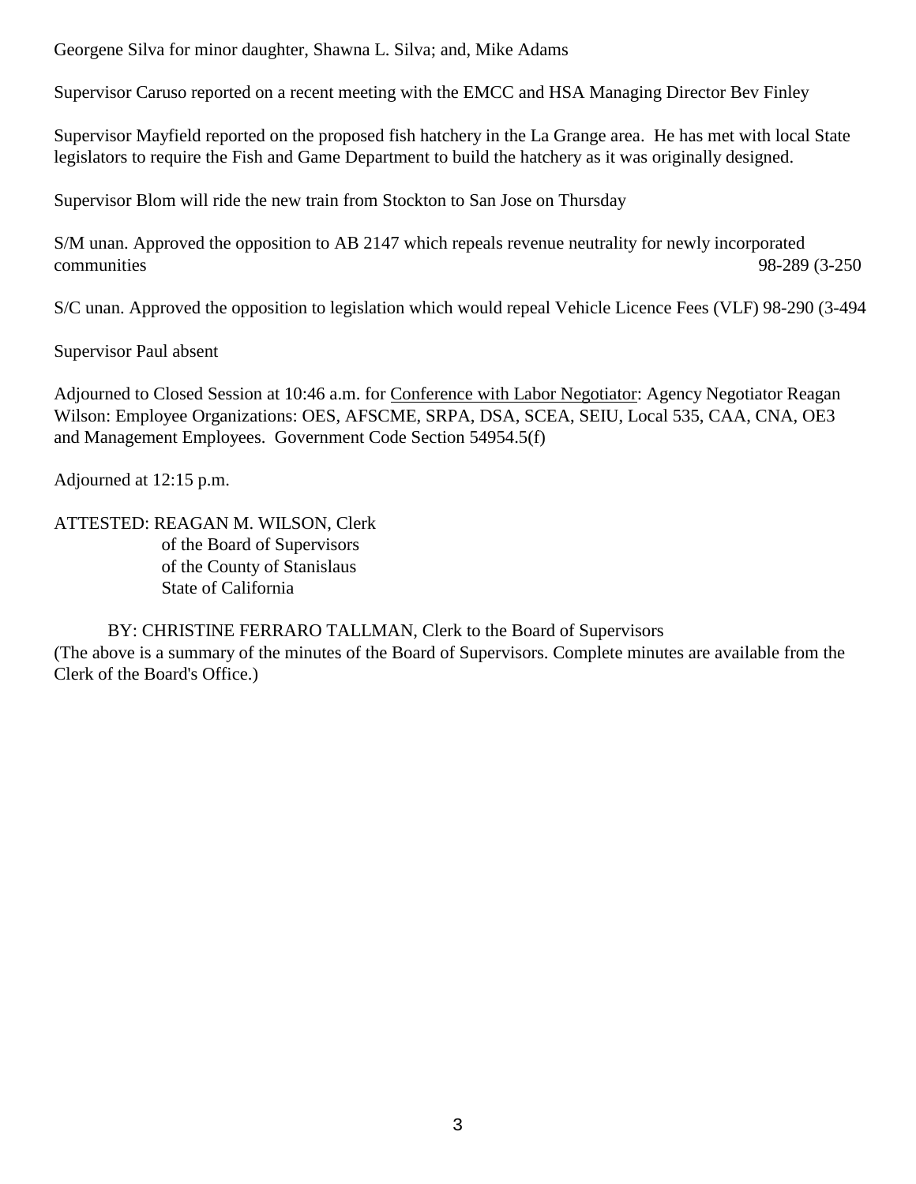Georgene Silva for minor daughter, Shawna L. Silva; and, Mike Adams

Supervisor Caruso reported on a recent meeting with the EMCC and HSA Managing Director Bev Finley

Supervisor Mayfield reported on the proposed fish hatchery in the La Grange area. He has met with local State legislators to require the Fish and Game Department to build the hatchery as it was originally designed.

Supervisor Blom will ride the new train from Stockton to San Jose on Thursday

S/M unan. Approved the opposition to AB 2147 which repeals revenue neutrality for newly incorporated communities 98-289 (3-250

S/C unan. Approved the opposition to legislation which would repeal Vehicle Licence Fees (VLF) 98-290 (3-494

Supervisor Paul absent

Adjourned to Closed Session at 10:46 a.m. for Conference with Labor Negotiator: Agency Negotiator Reagan Wilson: Employee Organizations: OES, AFSCME, SRPA, DSA, SCEA, SEIU, Local 535, CAA, CNA, OE3 and Management Employees. Government Code Section 54954.5(f)

Adjourned at 12:15 p.m.

ATTESTED: REAGAN M. WILSON, Clerk
of the Board of Supervisors
of the County of Stanislaus
State of California

BY: CHRISTINE FERRARO TALLMAN, Clerk to the Board of Supervisors
(The above is a summary of the minutes of the Board of Supervisors. Complete minutes are available from the Clerk of the Board's Office.)